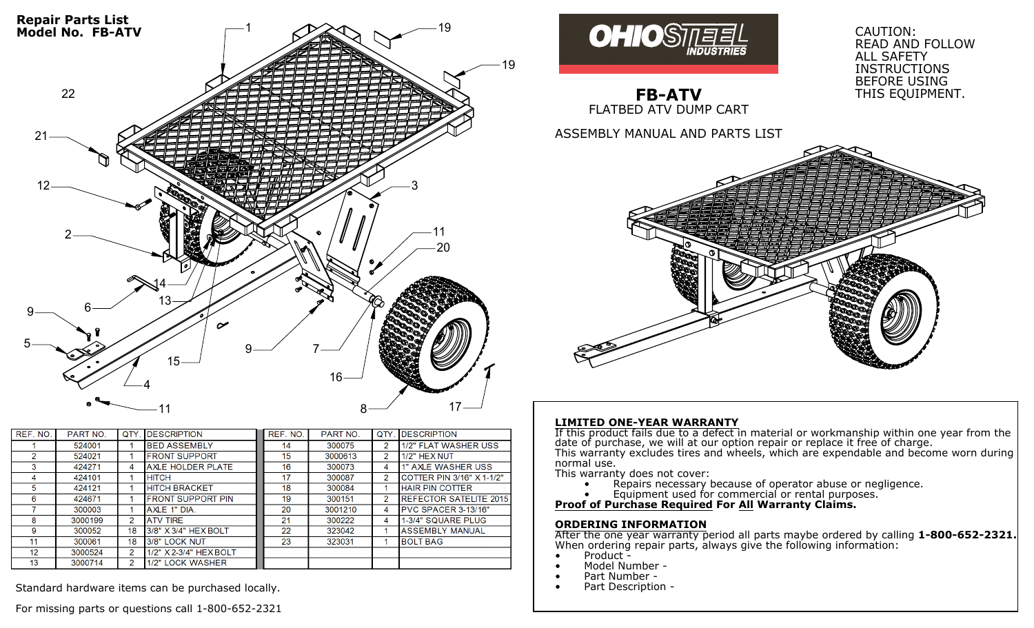# Repair Parts List
## Model No. FB-ATV

OHIO STEEL INDUSTRIES

# FB-ATV
FLATBED ATV DUMP CART

ASSEMBLY MANUAL AND PARTS LIST

CAUTION:
READ AND FOLLOW ALL SAFETY INSTRUCTIONS BEFORE USING THIS EQUIPMENT.

| REF. NO. | PART NO. | QTY. | DESCRIPTION | REF. NO. | PART NO. | QTY. | DESCRIPTION |
|---|---|---|---|---|---|---|---|
| 1 | 524001 | 1 | BED ASSEMBLY | 14 | 300075 | 2 | 1/2" FLAT WASHER USS |
| 2 | 524021 | 1 | FRONT SUPPORT | 15 | 3000613 | 2 | 1/2" HEX NUT |
| 3 | 424271 | 4 | AXLE HOLDER PLATE | 16 | 300073 | 4 | 1" AXLE WASHER USS |
| 4 | 424101 | 1 | HITCH | 17 | 300087 | 2 | COTTER PIN 3/16" X 1-1/2" |
| 5 | 424121 | 1 | HITCH BRACKET | 18 | 300084 | 1 | HAIR PIN COTTER |
| 6 | 424671 | 1 | FRONT SUPPORT PIN | 19 | 300151 | 2 | REFECTOR SATELITE 2015 |
| 7 | 300003 | 1 | AXLE 1" DIA. | 20 | 3001210 | 4 | PVC SPACER 3-13/16" |
| 8 | 3000199 | 2 | ATV TIRE | 21 | 300222 | 4 | 1-3/4" SQUARE PLUG |
| 9 | 300052 | 18 | 3/8" X 3/4" HEX BOLT | 22 | 323042 | 1 | ASSEMBLY MANUAL |
| 11 | 300061 | 18 | 3/8" LOCK NUT | 23 | 323031 | 1 | BOLT BAG |
| 12 | 3000524 | 2 | 1/2" X 2-3/4" HEX BOLT | | | | |
| 13 | 3000714 | 2 | 1/2" LOCK WASHER | | | | |

Standard hardware items can be purchased locally.

For missing parts or questions call 1-800-652-2321

## LIMITED ONE-YEAR WARRANTY

If this product fails due to a defect in material or workmanship within one year from the date of purchase, we will at our option repair or replace it free of charge.
This warranty excludes tires and wheels, which are expendable and become worn during normal use.
This warranty does not cover:

- Repairs necessary because of operator abuse or negligence.
- Equipment used for commercial or rental purposes.

**Proof of Purchase Required For All Warranty Claims.**

## ORDERING INFORMATION

After the one year warranty period all parts maybe ordered by calling **1-800-652-2321.**
When ordering repair parts, always give the following information:

- Product -
- Model Number -
- Part Number -
- Part Description -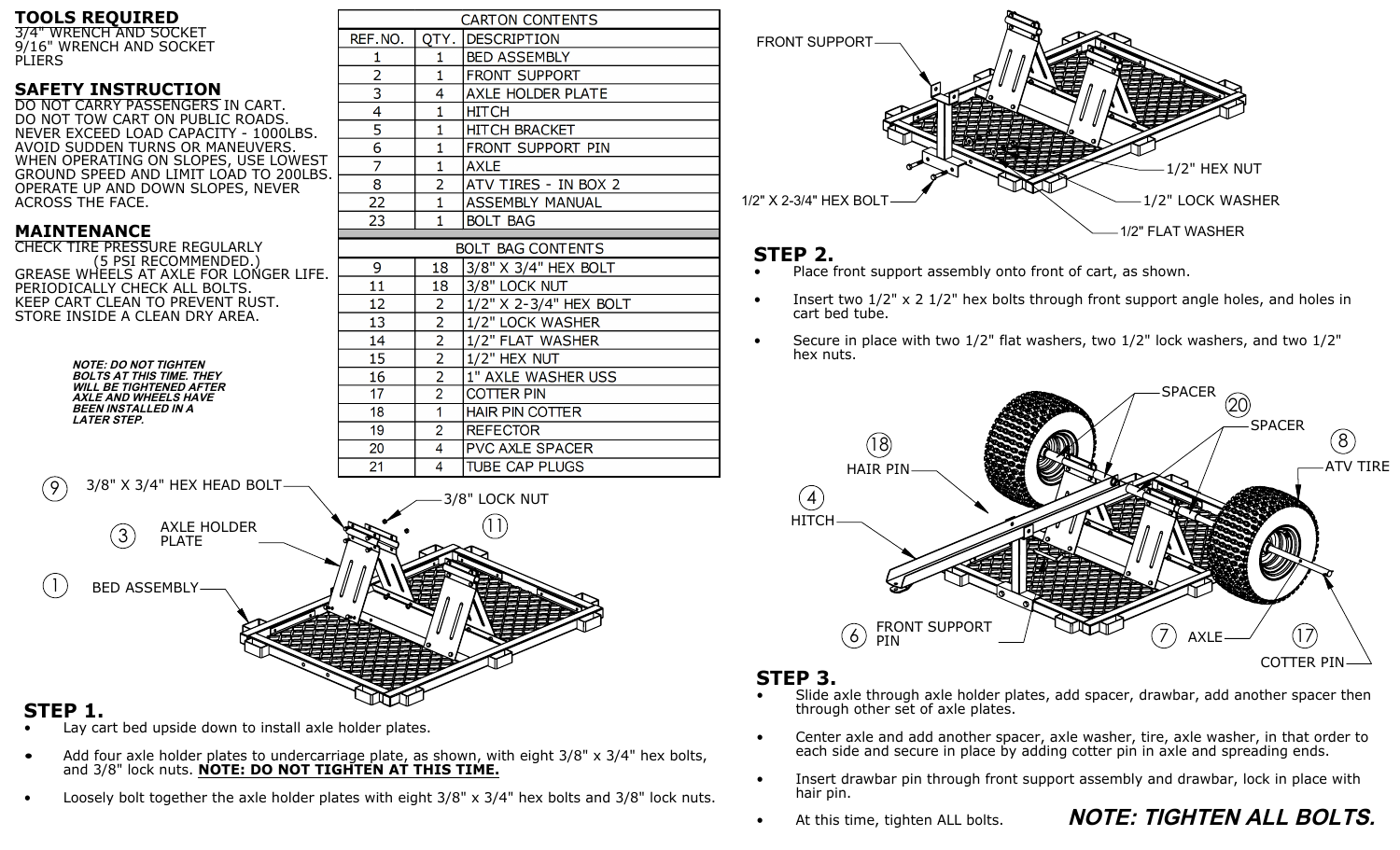## TOOLS REQUIRED

3/4" WRENCH AND SOCKET
9/16" WRENCH AND SOCKET
PLIERS

## SAFETY INSTRUCTION

DO NOT CARRY PASSENGERS IN CART.
DO NOT TOW CART ON PUBLIC ROADS.
NEVER EXCEED LOAD CAPACITY - 1000LBS.
AVOID SUDDEN TURNS OR MANEUVERS.
WHEN OPERATING ON SLOPES, USE LOWEST GROUND SPEED AND LIMIT LOAD TO 200LBS.
OPERATE UP AND DOWN SLOPES, NEVER ACROSS THE FACE.

## MAINTENANCE

CHECK TIRE PRESSURE REGULARLY (5 PSI RECOMMENDED.)
GREASE WHEELS AT AXLE FOR LONGER LIFE.
PERIODICALLY CHECK ALL BOLTS.
KEEP CART CLEAN TO PREVENT RUST.
STORE INSIDE A CLEAN DRY AREA.

***NOTE: DO NOT TIGHTEN BOLTS AT THIS TIME. THEY WILL BE TIGHTENED AFTER AXLE AND WHEELS HAVE BEEN INSTALLED IN A LATER STEP.***

| CARTON CONTENTS | | |
|---|---|---|
| REF.NO. | QTY. | DESCRIPTION |
| 1 | 1 | BED ASSEMBLY |
| 2 | 1 | FRONT SUPPORT |
| 3 | 4 | AXLE HOLDER PLATE |
| 4 | 1 | HITCH |
| 5 | 1 | HITCH BRACKET |
| 6 | 1 | FRONT SUPPORT PIN |
| 7 | 1 | AXLE |
| 8 | 2 | ATV TIRES - IN BOX 2 |
| 22 | 1 | ASSEMBLY MANUAL |
| 23 | 1 | BOLT BAG |

| BOLT BAG CONTENTS | | |
|---|---|---|
| 9 | 18 | 3/8" X 3/4" HEX BOLT |
| 11 | 18 | 3/8" LOCK NUT |
| 12 | 2 | 1/2" X 2-3/4" HEX BOLT |
| 13 | 2 | 1/2" LOCK WASHER |
| 14 | 2 | 1/2" FLAT WASHER |
| 15 | 2 | 1/2" HEX NUT |
| 16 | 2 | 1" AXLE WASHER USS |
| 17 | 2 | COTTER PIN |
| 18 | 1 | HAIR PIN COTTER |
| 19 | 2 | REFECTOR |
| 20 | 4 | PVC AXLE SPACER |
| 21 | 4 | TUBE CAP PLUGS |

9 3/8" X 3/4" HEX HEAD BOLT
3 AXLE HOLDER PLATE
1 BED ASSEMBLY
3/8" LOCK NUT
11

## STEP 1.

- Lay cart bed upside down to install axle holder plates.
- Add four axle holder plates to undercarriage plate, as shown, with eight 3/8" x 3/4" hex bolts, and 3/8" lock nuts. **NOTE: DO NOT TIGHTEN AT THIS TIME.**
- Loosely bolt together the axle holder plates with eight 3/8" x 3/4" hex bolts and 3/8" lock nuts.

FRONT SUPPORT
1/2" HEX NUT
1/2" LOCK WASHER
1/2" X 2-3/4" HEX BOLT
1/2" FLAT WASHER

## STEP 2.

- Place front support assembly onto front of cart, as shown.
- Insert two 1/2" x 2 1/2" hex bolts through front support angle holes, and holes in cart bed tube.
- Secure in place with two 1/2" flat washers, two 1/2" lock washers, and two 1/2" hex nuts.

SPACER
20 SPACER
18 HAIR PIN
8 ATV TIRE
4 HITCH
6 FRONT SUPPORT PIN
7 AXLE
17 COTTER PIN

## STEP 3.

- Slide axle through axle holder plates, add spacer, drawbar, add another spacer then through other set of axle plates.
- Center axle and add another spacer, axle washer, tire, axle washer, in that order to each side and secure in place by adding cotter pin in axle and spreading ends.
- Insert drawbar pin through front support assembly and drawbar, lock in place with hair pin.
- At this time, tighten ALL bolts.

***NOTE: TIGHTEN ALL BOLTS.***